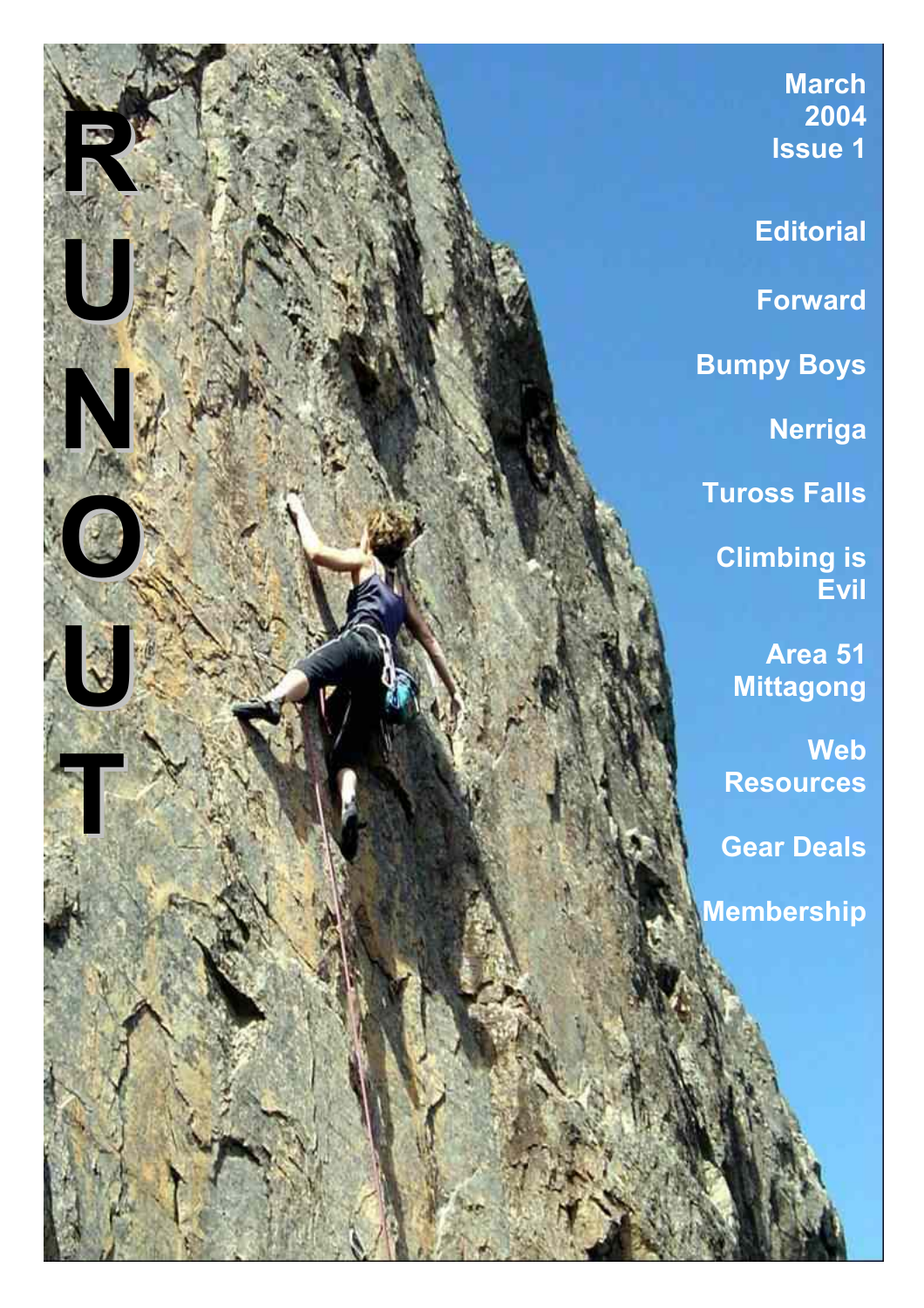# RUNOUT

March 2004
Issue 1

Editorial

Forward

Bumpy Boys

Nerriga

Tuross Falls

Climbing is Evil

Area 51 Mittagong

Web Resources

Gear Deals

Membership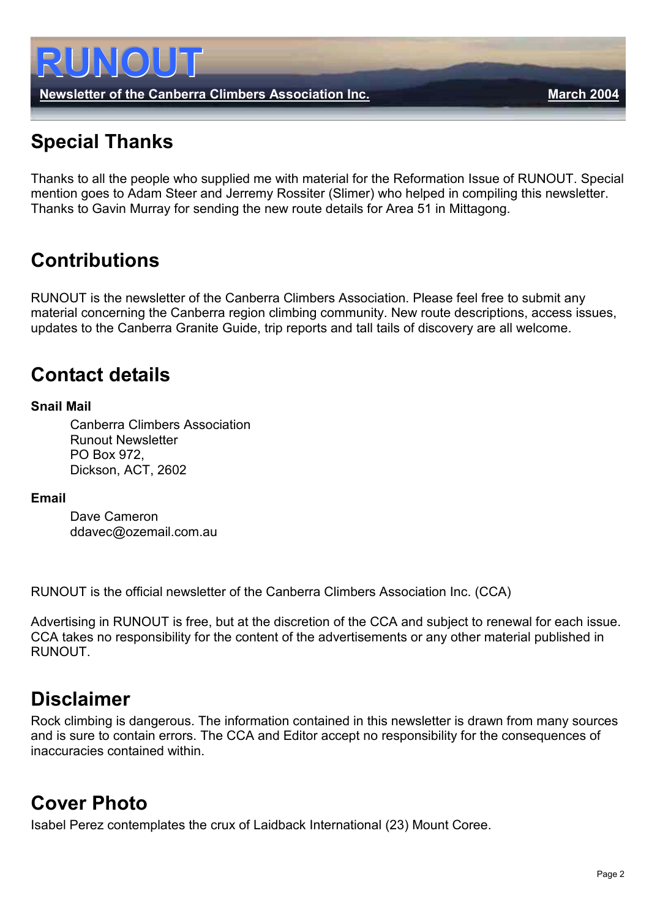# RUNOUT

**Newsletter of the Canberra Climbers Association Inc.** **March 2004**

## Special Thanks

Thanks to all the people who supplied me with material for the Reformation Issue of RUNOUT. Special mention goes to Adam Steer and Jerremy Rossiter (Slimer) who helped in compiling this newsletter. Thanks to Gavin Murray for sending the new route details for Area 51 in Mittagong.

## Contributions

RUNOUT is the newsletter of the Canberra Climbers Association. Please feel free to submit any material concerning the Canberra region climbing community. New route descriptions, access issues, updates to the Canberra Granite Guide, trip reports and tall tails of discovery are all welcome.

## Contact details

**Snail Mail**

Canberra Climbers Association
Runout Newsletter
PO Box 972,
Dickson, ACT, 2602

**Email**

Dave Cameron
ddavec@ozemail.com.au

RUNOUT is the official newsletter of the Canberra Climbers Association Inc. (CCA)

Advertising in RUNOUT is free, but at the discretion of the CCA and subject to renewal for each issue. CCA takes no responsibility for the content of the advertisements or any other material published in RUNOUT.

## Disclaimer

Rock climbing is dangerous. The information contained in this newsletter is drawn from many sources and is sure to contain errors. The CCA and Editor accept no responsibility for the consequences of inaccuracies contained within.

## Cover Photo

Isabel Perez contemplates the crux of Laidback International (23) Mount Coree.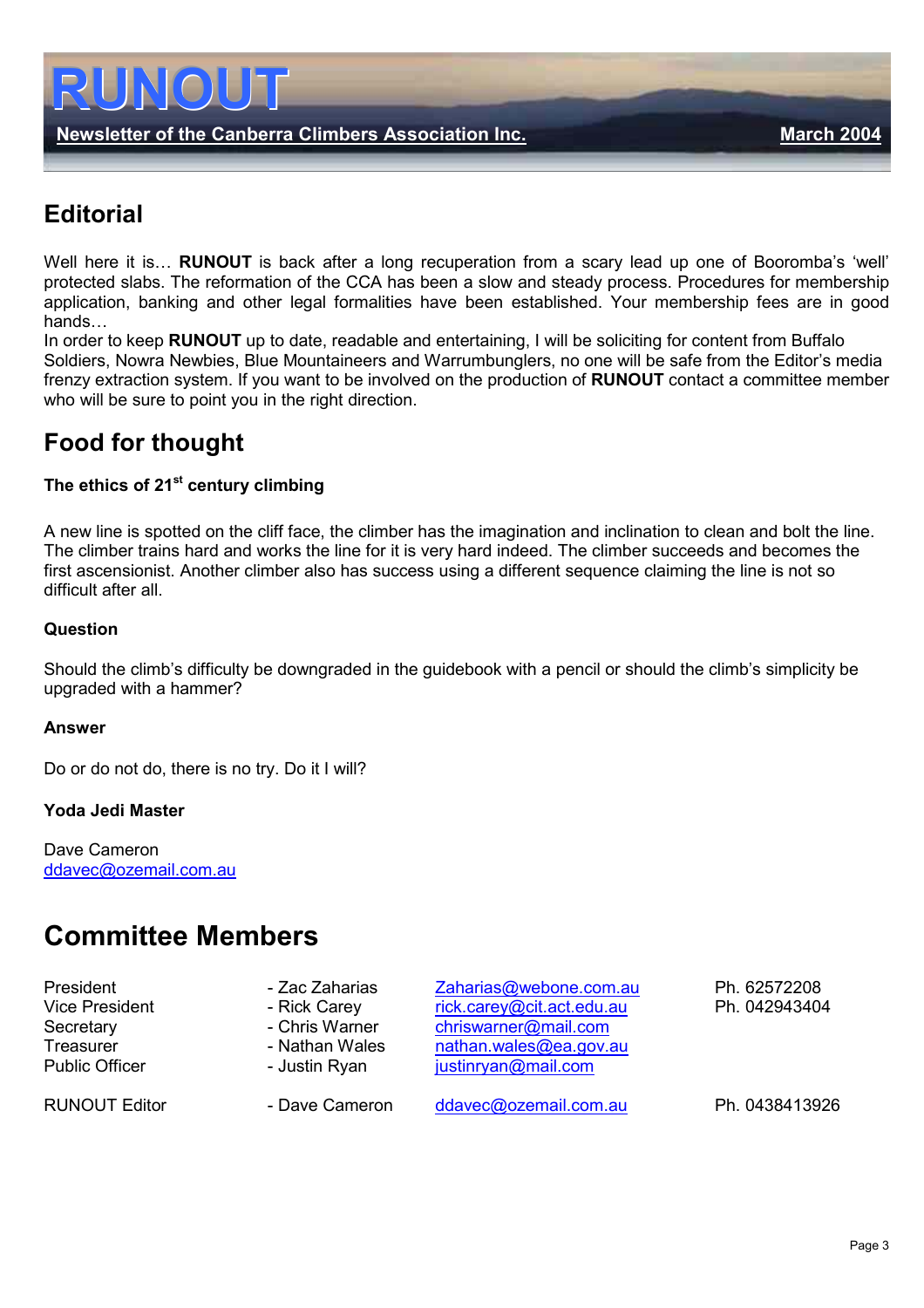# RUNOUT

**Newsletter of the Canberra Climbers Association Inc.** **March 2004**

## Editorial

Well here it is… **RUNOUT** is back after a long recuperation from a scary lead up one of Booromba's 'well' protected slabs. The reformation of the CCA has been a slow and steady process. Procedures for membership application, banking and other legal formalities have been established. Your membership fees are in good hands…

In order to keep **RUNOUT** up to date, readable and entertaining, I will be soliciting for content from Buffalo Soldiers, Nowra Newbies, Blue Mountaineers and Warrumbunglers, no one will be safe from the Editor's media frenzy extraction system. If you want to be involved on the production of **RUNOUT** contact a committee member who will be sure to point you in the right direction.

## Food for thought

**The ethics of 21st century climbing**

A new line is spotted on the cliff face, the climber has the imagination and inclination to clean and bolt the line. The climber trains hard and works the line for it is very hard indeed. The climber succeeds and becomes the first ascensionist. Another climber also has success using a different sequence claiming the line is not so difficult after all.

**Question**

Should the climb's difficulty be downgraded in the guidebook with a pencil or should the climb's simplicity be upgraded with a hammer?

**Answer**

Do or do not do, there is no try. Do it I will?

**Yoda Jedi Master**

Dave Cameron
ddavec@ozemail.com.au

## Committee Members

| Role | Name | Email | Phone |
|---|---|---|---|
| President | - Zac Zaharias | Zaharias@webone.com.au | Ph. 62572208 |
| Vice President | - Rick Carey | rick.carey@cit.act.edu.au | Ph. 042943404 |
| Secretary | - Chris Warner | chriswarner@mail.com | |
| Treasurer | - Nathan Wales | nathan.wales@ea.gov.au | |
| Public Officer | - Justin Ryan | justinryan@mail.com | |
| RUNOUT Editor | - Dave Cameron | ddavec@ozemail.com.au | Ph. 0438413926 |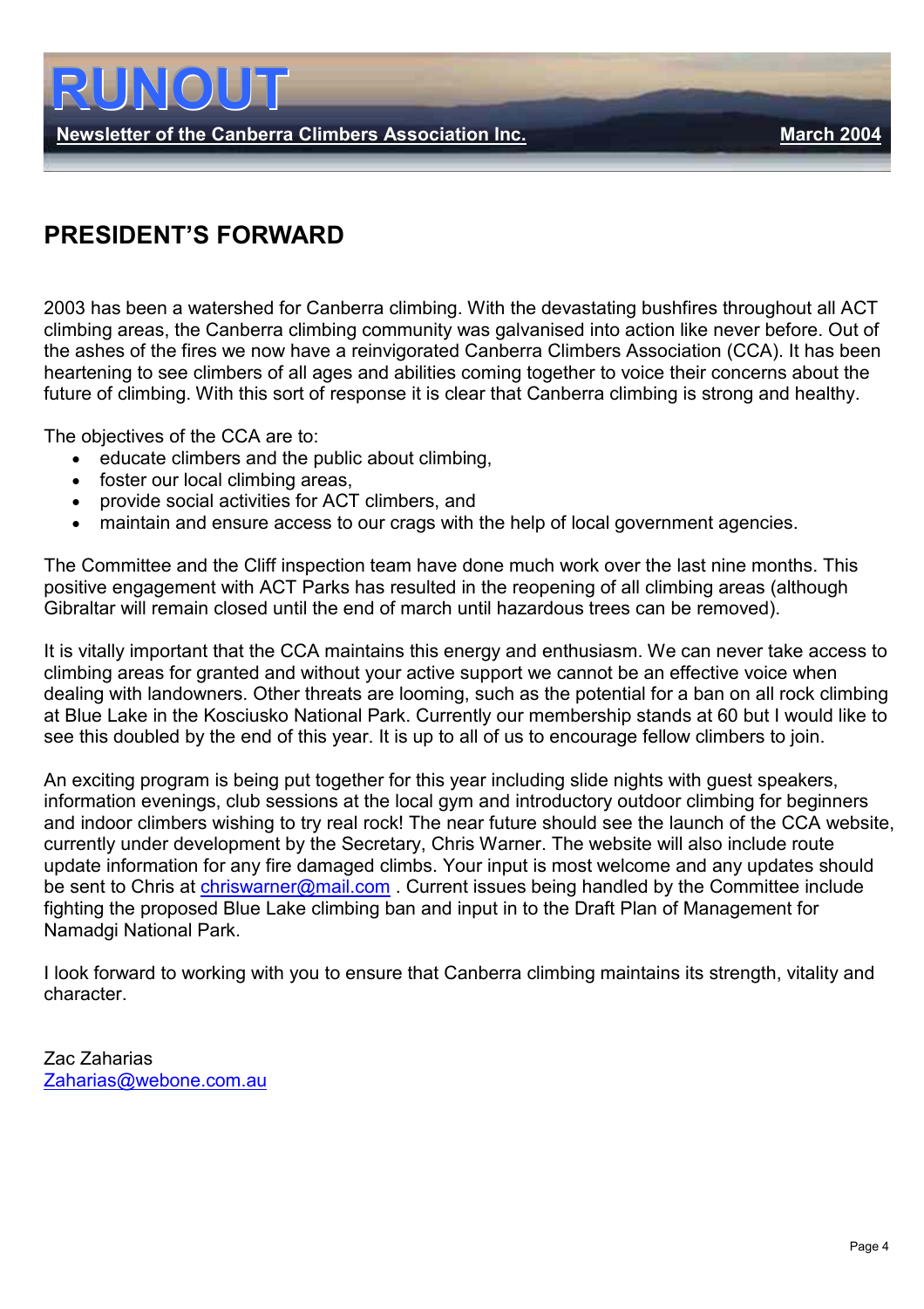# RUNOUT

**Newsletter of the Canberra Climbers Association Inc.** **March 2004**

## PRESIDENT'S FORWARD

2003 has been a watershed for Canberra climbing. With the devastating bushfires throughout all ACT climbing areas, the Canberra climbing community was galvanised into action like never before. Out of the ashes of the fires we now have a reinvigorated Canberra Climbers Association (CCA). It has been heartening to see climbers of all ages and abilities coming together to voice their concerns about the future of climbing. With this sort of response it is clear that Canberra climbing is strong and healthy.

The objectives of the CCA are to:

- educate climbers and the public about climbing,
- foster our local climbing areas,
- provide social activities for ACT climbers, and
- maintain and ensure access to our crags with the help of local government agencies.

The Committee and the Cliff inspection team have done much work over the last nine months. This positive engagement with ACT Parks has resulted in the reopening of all climbing areas (although Gibraltar will remain closed until the end of march until hazardous trees can be removed).

It is vitally important that the CCA maintains this energy and enthusiasm. We can never take access to climbing areas for granted and without your active support we cannot be an effective voice when dealing with landowners. Other threats are looming, such as the potential for a ban on all rock climbing at Blue Lake in the Kosciusko National Park. Currently our membership stands at 60 but I would like to see this doubled by the end of this year. It is up to all of us to encourage fellow climbers to join.

An exciting program is being put together for this year including slide nights with guest speakers, information evenings, club sessions at the local gym and introductory outdoor climbing for beginners and indoor climbers wishing to try real rock! The near future should see the launch of the CCA website, currently under development by the Secretary, Chris Warner. The website will also include route update information for any fire damaged climbs. Your input is most welcome and any updates should be sent to Chris at chriswarner@mail.com . Current issues being handled by the Committee include fighting the proposed Blue Lake climbing ban and input in to the Draft Plan of Management for Namadgi National Park.

I look forward to working with you to ensure that Canberra climbing maintains its strength, vitality and character.

Zac Zaharias
Zaharias@webone.com.au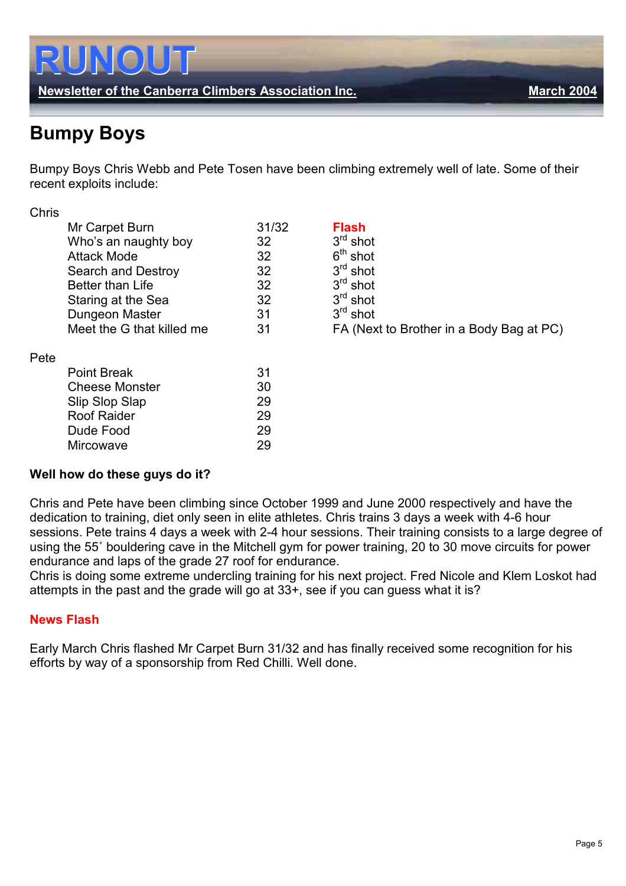# RUNOUT

**Newsletter of the Canberra Climbers Association Inc.** **March 2004**

## Bumpy Boys

Bumpy Boys Chris Webb and Pete Tosen have been climbing extremely well of late. Some of their recent exploits include:

Chris

| Route | Grade | |
|---|---|---|
| Mr Carpet Burn | 31/32 | **Flash** |
| Who's an naughty boy | 32 | 3rd shot |
| Attack Mode | 32 | 6th shot |
| Search and Destroy | 32 | 3rd shot |
| Better than Life | 32 | 3rd shot |
| Staring at the Sea | 32 | 3rd shot |
| Dungeon Master | 31 | 3rd shot |
| Meet the G that killed me | 31 | FA (Next to Brother in a Body Bag at PC) |

Pete

| Route | Grade |
|---|---|
| Point Break | 31 |
| Cheese Monster | 30 |
| Slip Slop Slap | 29 |
| Roof Raider | 29 |
| Dude Food | 29 |
| Mircowave | 29 |

**Well how do these guys do it?**

Chris and Pete have been climbing since October 1999 and June 2000 respectively and have the dedication to training, diet only seen in elite athletes. Chris trains 3 days a week with 4-6 hour sessions. Pete trains 4 days a week with 2-4 hour sessions. Their training consists to a large degree of using the 55˚ bouldering cave in the Mitchell gym for power training, 20 to 30 move circuits for power endurance and laps of the grade 27 roof for endurance.
Chris is doing some extreme undercling training for his next project. Fred Nicole and Klem Loskot had attempts in the past and the grade will go at 33+, see if you can guess what it is?

### News Flash

Early March Chris flashed Mr Carpet Burn 31/32 and has finally received some recognition for his efforts by way of a sponsorship from Red Chilli. Well done.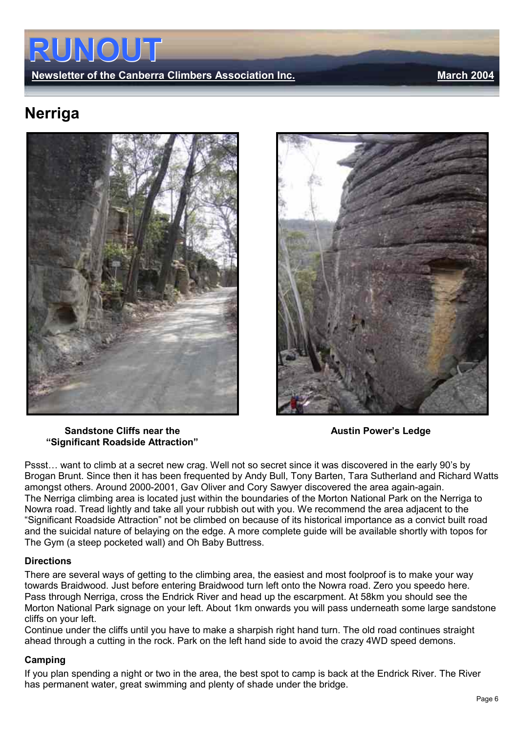# Nerriga

**Sandstone Cliffs near the "Significant Roadside Attraction"**

**Austin Power's Ledge**

Pssst… want to climb at a secret new crag. Well not so secret since it was discovered in the early 90's by Brogan Brunt. Since then it has been frequented by Andy Bull, Tony Barten, Tara Sutherland and Richard Watts amongst others. Around 2000-2001, Gav Oliver and Cory Sawyer discovered the area again-again.
The Nerriga climbing area is located just within the boundaries of the Morton National Park on the Nerriga to Nowra road. Tread lightly and take all your rubbish out with you. We recommend the area adjacent to the "Significant Roadside Attraction" not be climbed on because of its historical importance as a convict built road and the suicidal nature of belaying on the edge. A more complete guide will be available shortly with topos for The Gym (a steep pocketed wall) and Oh Baby Buttress.

### Directions

There are several ways of getting to the climbing area, the easiest and most foolproof is to make your way towards Braidwood. Just before entering Braidwood turn left onto the Nowra road. Zero you speedo here. Pass through Nerriga, cross the Endrick River and head up the escarpment. At 58km you should see the Morton National Park signage on your left. About 1km onwards you will pass underneath some large sandstone cliffs on your left.
Continue under the cliffs until you have to make a sharpish right hand turn. The old road continues straight ahead through a cutting in the rock. Park on the left hand side to avoid the crazy 4WD speed demons.

### Camping

If you plan spending a night or two in the area, the best spot to camp is back at the Endrick River. The River has permanent water, great swimming and plenty of shade under the bridge.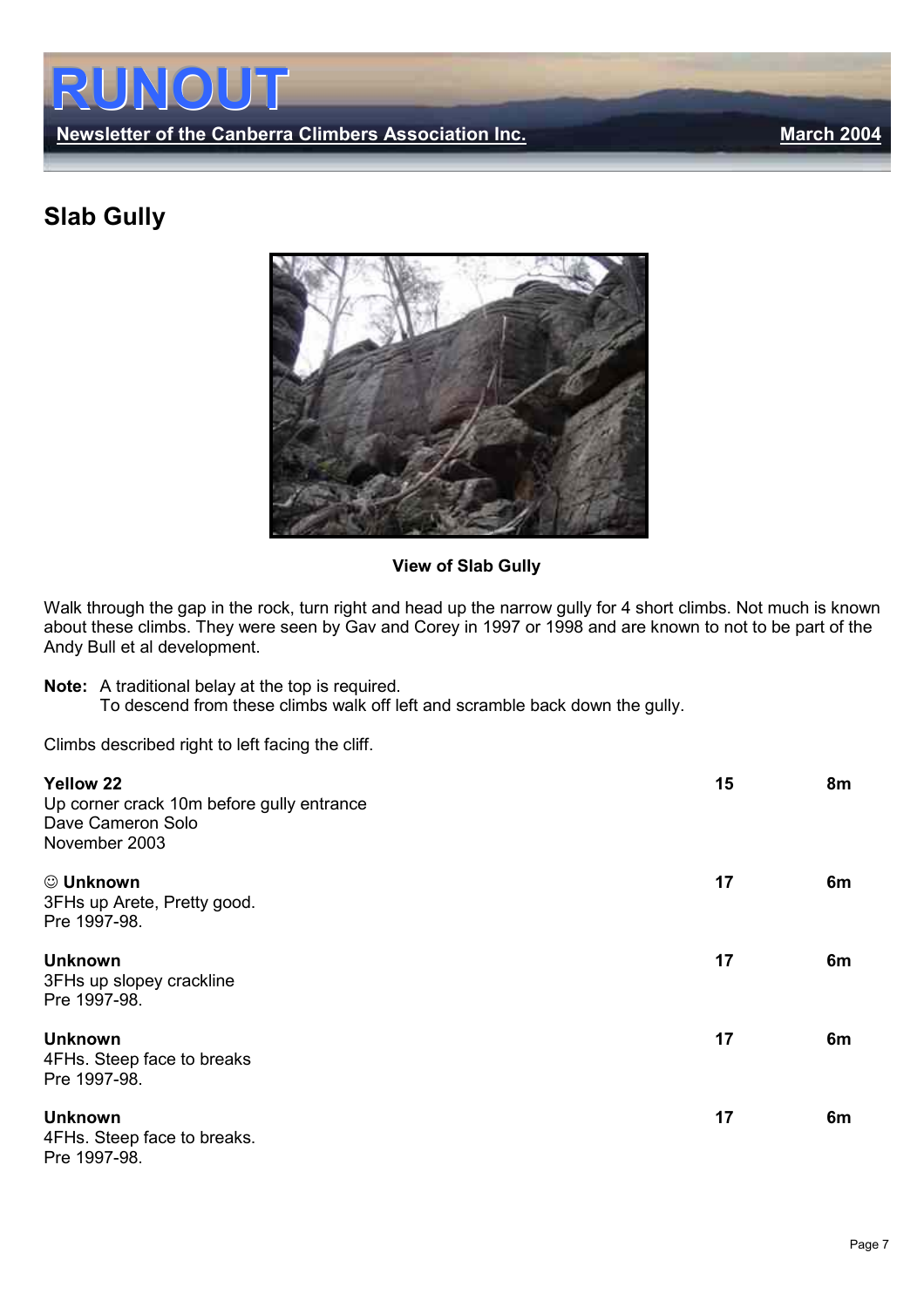# Slab Gully

View of Slab Gully

Walk through the gap in the rock, turn right and head up the narrow gully for 4 short climbs. Not much is known about these climbs. They were seen by Gav and Corey in 1997 or 1998 and are known to not to be part of the Andy Bull et al development.

**Note:** A traditional belay at the top is required.
To descend from these climbs walk off left and scramble back down the gully.

Climbs described right to left facing the cliff.

| Climb | Grade | Length |
|---|---|---|
| **Yellow 22**<br>Up corner crack 10m before gully entrance<br>Dave Cameron Solo<br>November 2003 | **15** | **8m** |
| **☺ Unknown**<br>3FHs up Arete, Pretty good.<br>Pre 1997-98. | **17** | **6m** |
| **Unknown**<br>3FHs up slopey crackline<br>Pre 1997-98. | **17** | **6m** |
| **Unknown**<br>4FHs. Steep face to breaks<br>Pre 1997-98. | **17** | **6m** |
| **Unknown**<br>4FHs. Steep face to breaks.<br>Pre 1997-98. | **17** | **6m** |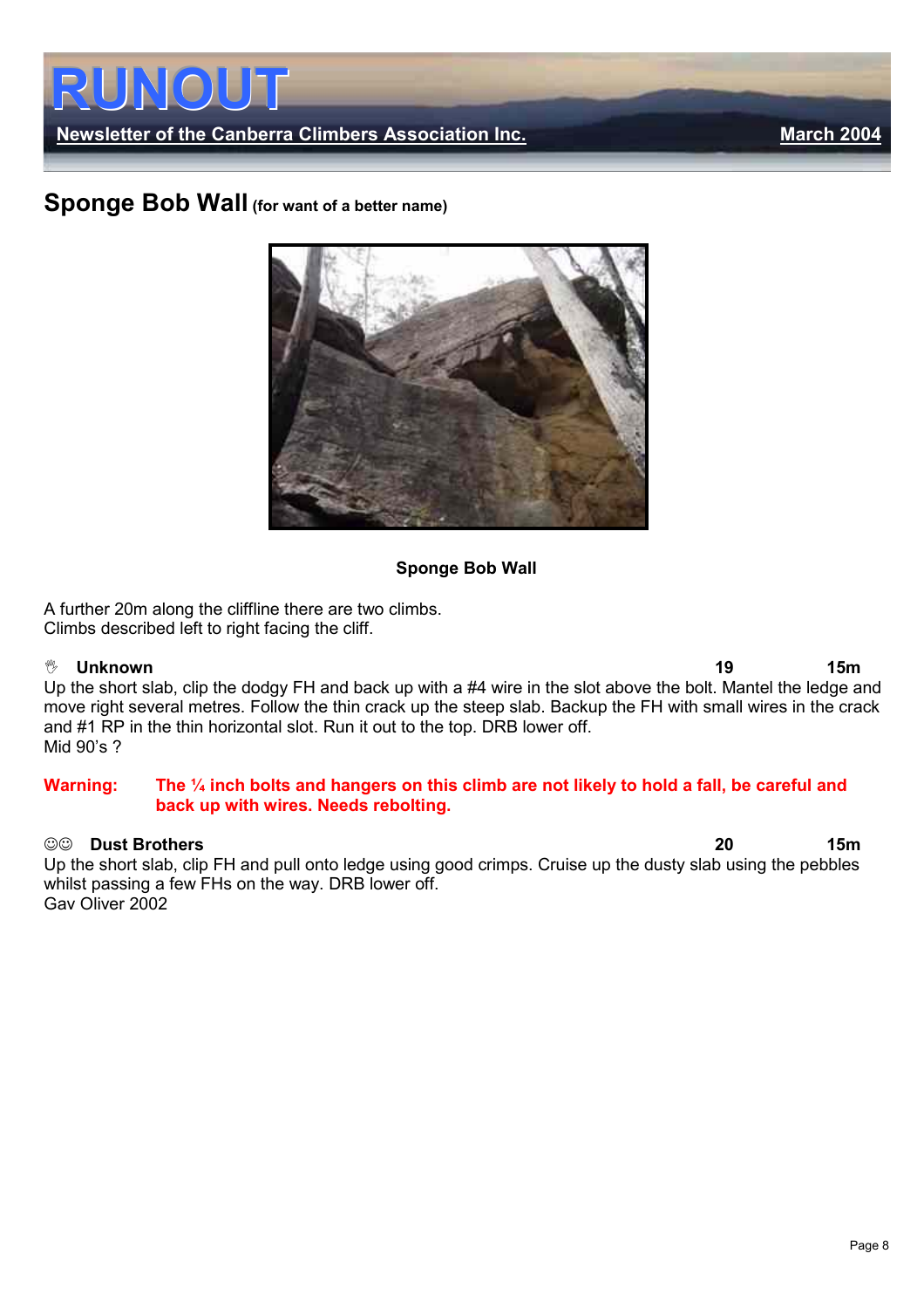## Sponge Bob Wall (for want of a better name)

Sponge Bob Wall

A further 20m along the cliffline there are two climbs.
Climbs described left to right facing the cliff.

**Unknown** **19** **15m**
Up the short slab, clip the dodgy FH and back up with a #4 wire in the slot above the bolt. Mantel the ledge and move right several metres. Follow the thin crack up the steep slab. Backup the FH with small wires in the crack and #1 RP in the thin horizontal slot. Run it out to the top. DRB lower off.
Mid 90's ?

**Warning: The ¼ inch bolts and hangers on this climb are not likely to hold a fall, be careful and back up with wires. Needs rebolting.**

☺☺ **Dust Brothers** **20** **15m**
Up the short slab, clip FH and pull onto ledge using good crimps. Cruise up the dusty slab using the pebbles whilst passing a few FHs on the way. DRB lower off.
Gav Oliver 2002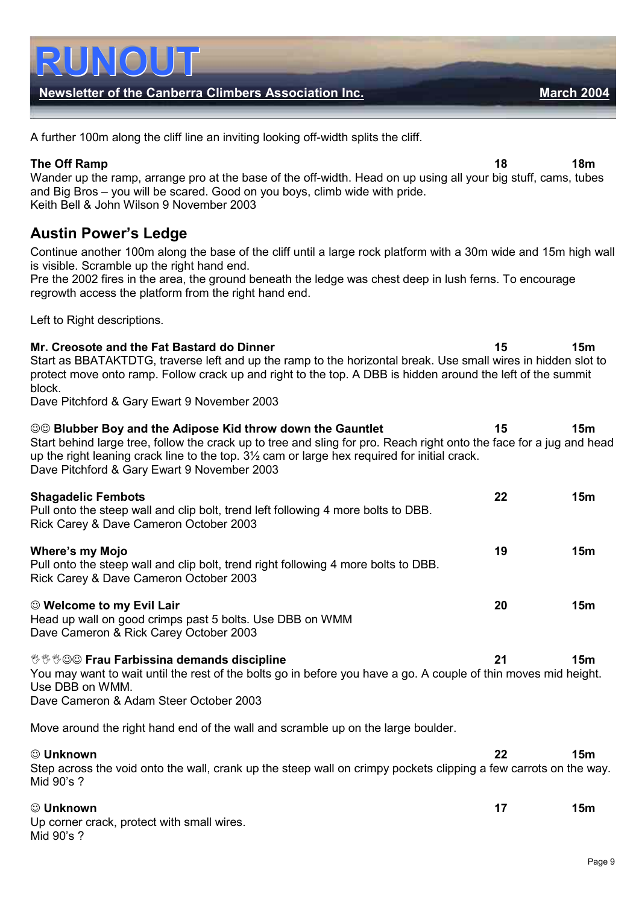A further 100m along the cliff line an inviting looking off-width splits the cliff.

**The Off Ramp** **18** **18m**
Wander up the ramp, arrange pro at the base of the off-width. Head on up using all your big stuff, cams, tubes and Big Bros – you will be scared. Good on you boys, climb wide with pride.
Keith Bell & John Wilson 9 November 2003

## Austin Power's Ledge

Continue another 100m along the base of the cliff until a large rock platform with a 30m wide and 15m high wall is visible. Scramble up the right hand end.
Pre the 2002 fires in the area, the ground beneath the ledge was chest deep in lush ferns. To encourage regrowth access the platform from the right hand end.

Left to Right descriptions.

**Mr. Creosote and the Fat Bastard do Dinner** **15** **15m**
Start as BBATAKTDTG, traverse left and up the ramp to the horizontal break. Use small wires in hidden slot to protect move onto ramp. Follow crack up and right to the top. A DBB is hidden around the left of the summit block.
Dave Pitchford & Gary Ewart 9 November 2003

☺☺ **Blubber Boy and the Adipose Kid throw down the Gauntlet** **15** **15m**
Start behind large tree, follow the crack up to tree and sling for pro. Reach right onto the face for a jug and head up the right leaning crack line to the top. 3½ cam or large hex required for initial crack.
Dave Pitchford & Gary Ewart 9 November 2003

**Shagadelic Fembots** **22** **15m**
Pull onto the steep wall and clip bolt, trend left following 4 more bolts to DBB.
Rick Carey & Dave Cameron October 2003

**Where's my Mojo** **19** **15m**
Pull onto the steep wall and clip bolt, trend right following 4 more bolts to DBB.
Rick Carey & Dave Cameron October 2003

☺ **Welcome to my Evil Lair** **20** **15m**
Head up wall on good crimps past 5 bolts. Use DBB on WMM
Dave Cameron & Rick Carey October 2003

✋✋✋☺☺ **Frau Farbissina demands discipline** **21** **15m**
You may want to wait until the rest of the bolts go in before you have a go. A couple of thin moves mid height. Use DBB on WMM.
Dave Cameron & Adam Steer October 2003

Move around the right hand end of the wall and scramble up on the large boulder.

☺ **Unknown** **22** **15m**
Step across the void onto the wall, crank up the steep wall on crimpy pockets clipping a few carrots on the way.
Mid 90's ?

☺ **Unknown** **17** **15m**
Up corner crack, protect with small wires.
Mid 90's ?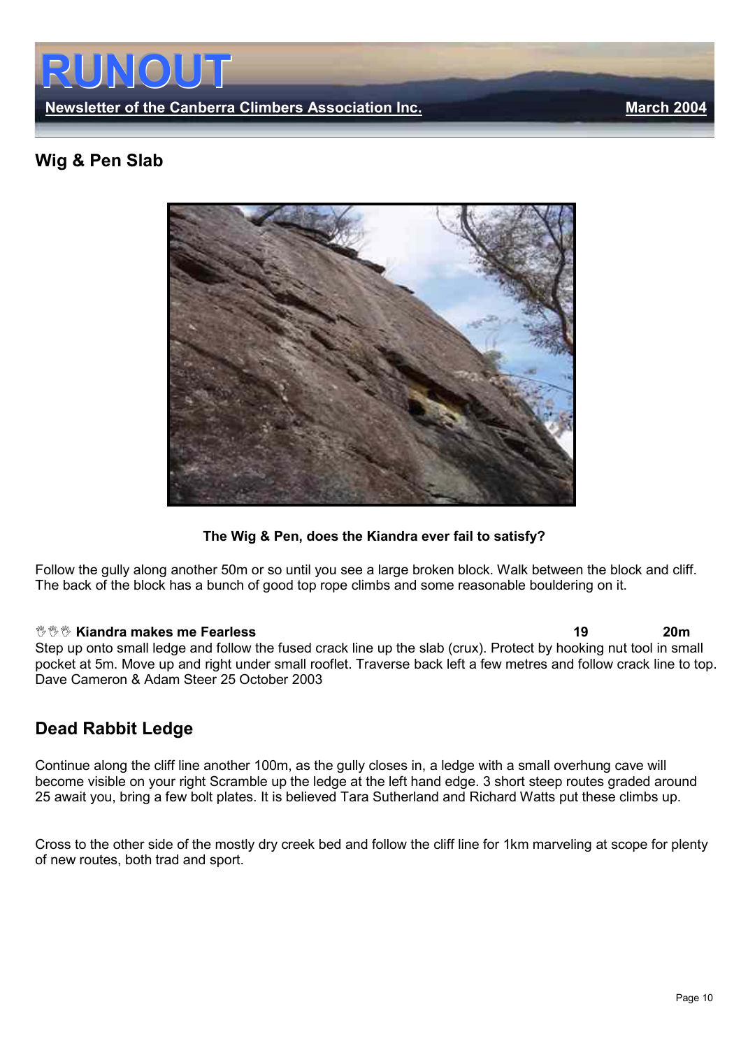## Wig & Pen Slab

**The Wig & Pen, does the Kiandra ever fail to satisfy?**

Follow the gully along another 50m or so until you see a large broken block. Walk between the block and cliff. The back of the block has a bunch of good top rope climbs and some reasonable bouldering on it.

✋✋✋ **Kiandra makes me Fearless** **19** **20m**

Step up onto small ledge and follow the fused crack line up the slab (crux). Protect by hooking nut tool in small pocket at 5m. Move up and right under small rooflet. Traverse back left a few metres and follow crack line to top.
Dave Cameron & Adam Steer 25 October 2003

## Dead Rabbit Ledge

Continue along the cliff line another 100m, as the gully closes in, a ledge with a small overhung cave will become visible on your right Scramble up the ledge at the left hand edge. 3 short steep routes graded around 25 await you, bring a few bolt plates. It is believed Tara Sutherland and Richard Watts put these climbs up.

Cross to the other side of the mostly dry creek bed and follow the cliff line for 1km marveling at scope for plenty of new routes, both trad and sport.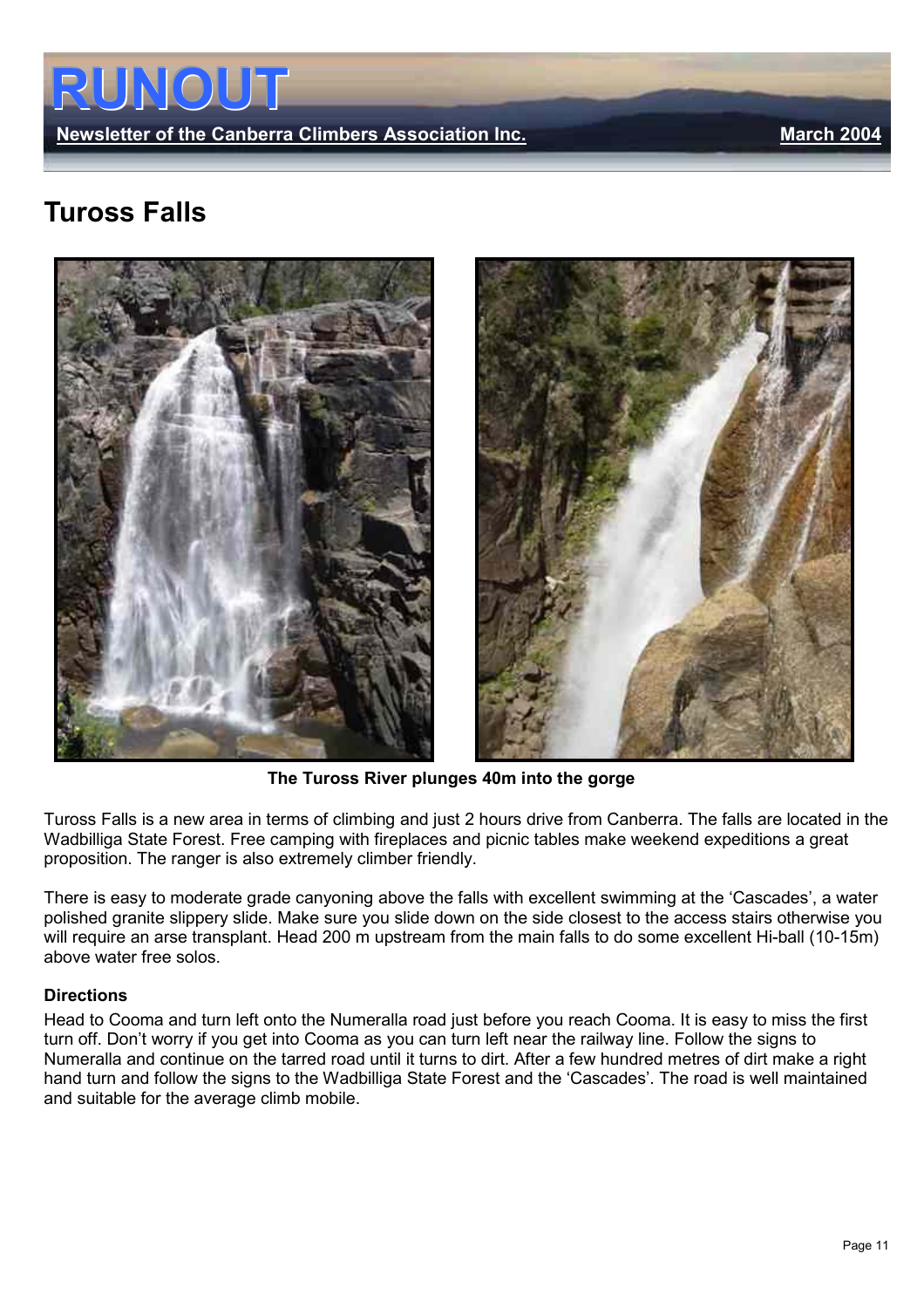# Tuross Falls

The Tuross River plunges 40m into the gorge

Tuross Falls is a new area in terms of climbing and just 2 hours drive from Canberra. The falls are located in the Wadbilliga State Forest. Free camping with fireplaces and picnic tables make weekend expeditions a great proposition. The ranger is also extremely climber friendly.

There is easy to moderate grade canyoning above the falls with excellent swimming at the 'Cascades', a water polished granite slippery slide. Make sure you slide down on the side closest to the access stairs otherwise you will require an arse transplant. Head 200 m upstream from the main falls to do some excellent Hi-ball (10-15m) above water free solos.

**Directions**

Head to Cooma and turn left onto the Numeralla road just before you reach Cooma. It is easy to miss the first turn off. Don't worry if you get into Cooma as you can turn left near the railway line. Follow the signs to Numeralla and continue on the tarred road until it turns to dirt. After a few hundred metres of dirt make a right hand turn and follow the signs to the Wadbilliga State Forest and the 'Cascades'. The road is well maintained and suitable for the average climb mobile.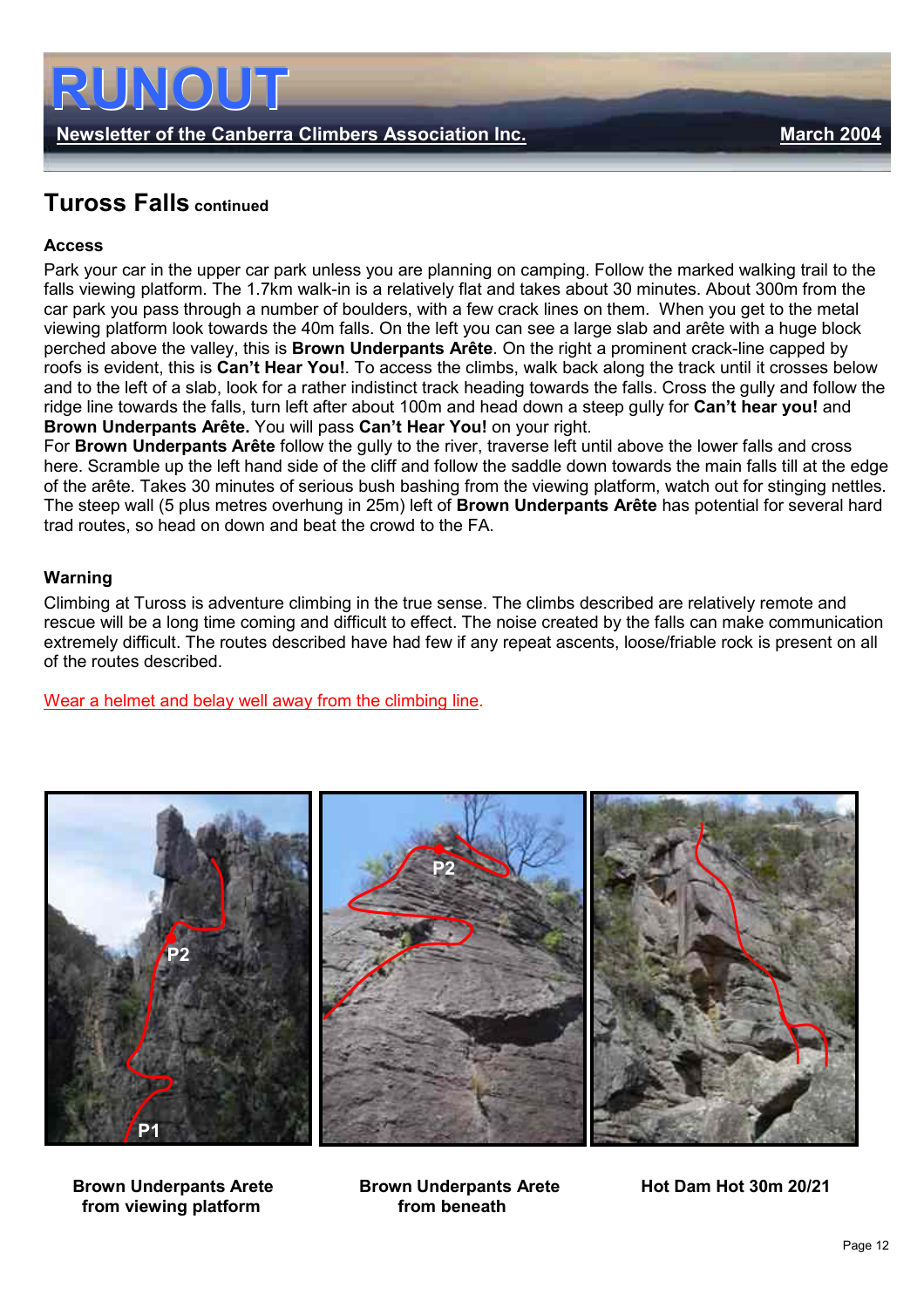## Tuross Falls continued

### Access

Park your car in the upper car park unless you are planning on camping. Follow the marked walking trail to the falls viewing platform. The 1.7km walk-in is a relatively flat and takes about 30 minutes. About 300m from the car park you pass through a number of boulders, with a few crack lines on them. When you get to the metal viewing platform look towards the 40m falls. On the left you can see a large slab and arête with a huge block perched above the valley, this is **Brown Underpants Arête**. On the right a prominent crack-line capped by roofs is evident, this is **Can't Hear You!**. To access the climbs, walk back along the track until it crosses below and to the left of a slab, look for a rather indistinct track heading towards the falls. Cross the gully and follow the ridge line towards the falls, turn left after about 100m and head down a steep gully for **Can't hear you!** and **Brown Underpants Arête.** You will pass **Can't Hear You!** on your right.

For **Brown Underpants Arête** follow the gully to the river, traverse left until above the lower falls and cross here. Scramble up the left hand side of the cliff and follow the saddle down towards the main falls till at the edge of the arête. Takes 30 minutes of serious bush bashing from the viewing platform, watch out for stinging nettles. The steep wall (5 plus metres overhung in 25m) left of **Brown Underpants Arête** has potential for several hard trad routes, so head on down and beat the crowd to the FA.

### Warning

Climbing at Tuross is adventure climbing in the true sense. The climbs described are relatively remote and rescue will be a long time coming and difficult to effect. The noise created by the falls can make communication extremely difficult. The routes described have had few if any repeat ascents, loose/friable rock is present on all of the routes described.

Wear a helmet and belay well away from the climbing line.

**Brown Underpants Arete from viewing platform**

**Brown Underpants Arete from beneath**

**Hot Dam Hot 30m 20/21**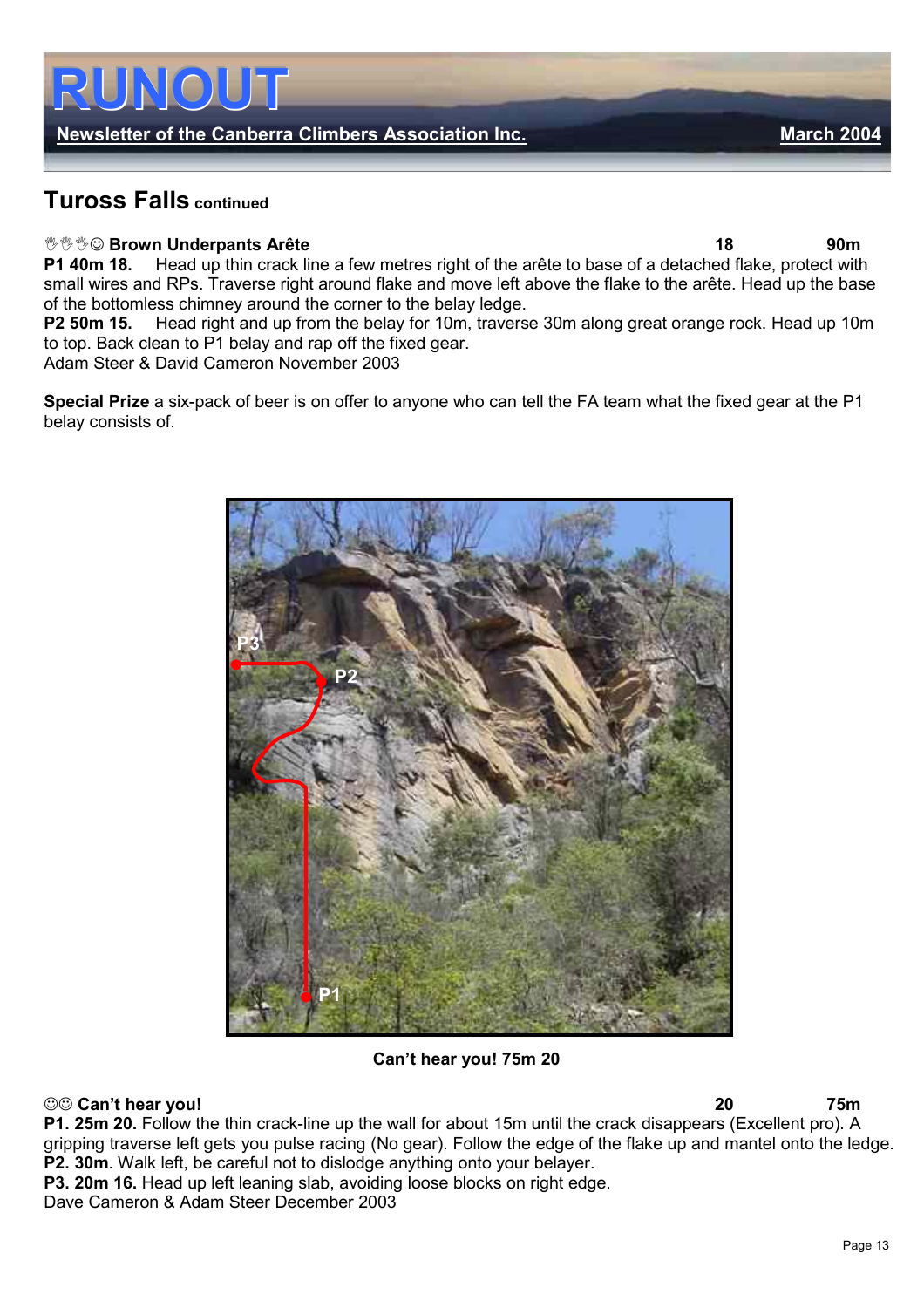## Tuross Falls continued

✋✋✋☺ **Brown Underpants Arête** **18** **90m**

**P1 40m 18.** Head up thin crack line a few metres right of the arête to base of a detached flake, protect with small wires and RPs. Traverse right around flake and move left above the flake to the arête. Head up the base of the bottomless chimney around the corner to the belay ledge.
**P2 50m 15.** Head right and up from the belay for 10m, traverse 30m along great orange rock. Head up 10m to top. Back clean to P1 belay and rap off the fixed gear.
Adam Steer & David Cameron November 2003

**Special Prize** a six-pack of beer is on offer to anyone who can tell the FA team what the fixed gear at the P1 belay consists of.

**Can't hear you! 75m 20**

☺☺ **Can't hear you!** **20** **75m**

**P1. 25m 20.** Follow the thin crack-line up the wall for about 15m until the crack disappears (Excellent pro). A gripping traverse left gets you pulse racing (No gear). Follow the edge of the flake up and mantel onto the ledge.
**P2. 30m**. Walk left, be careful not to dislodge anything onto your belayer.
**P3. 20m 16.** Head up left leaning slab, avoiding loose blocks on right edge.
Dave Cameron & Adam Steer December 2003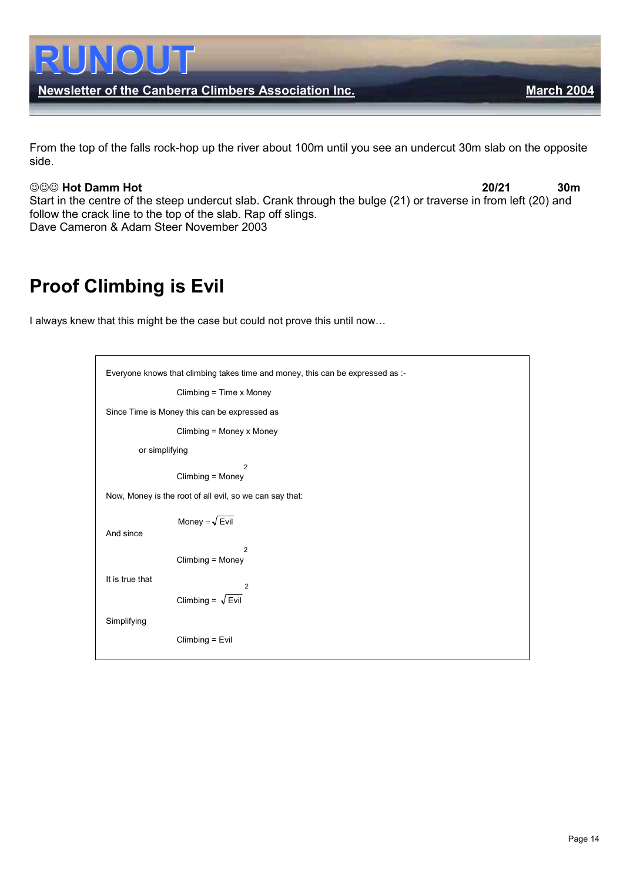From the top of the falls rock-hop up the river about 100m until you see an undercut 30m slab on the opposite side.

☺☺☺ **Hot Damm Hot** **20/21** **30m**

Start in the centre of the steep undercut slab. Crank through the bulge (21) or traverse in from left (20) and follow the crack line to the top of the slab. Rap off slings.

Dave Cameron & Adam Steer November 2003

# Proof Climbing is Evil

I always knew that this might be the case but could not prove this until now…

Everyone knows that climbing takes time and money, this can be expressed as :-

$$\text{Climbing} = \text{Time} \times \text{Money}$$

Since Time is Money this can be expressed as

$$\text{Climbing} = \text{Money} \times \text{Money}$$

or simplifying

$$\text{Climbing} = \text{Money}^2$$

Now, Money is the root of all evil, so we can say that:

$$\text{Money} = \sqrt{\text{Evil}}$$

And since

$$\text{Climbing} = \text{Money}^2$$

It is true that

$$\text{Climbing} = \sqrt{\text{Evil}}^{\,2}$$

Simplifying

$$\text{Climbing} = \text{Evil}$$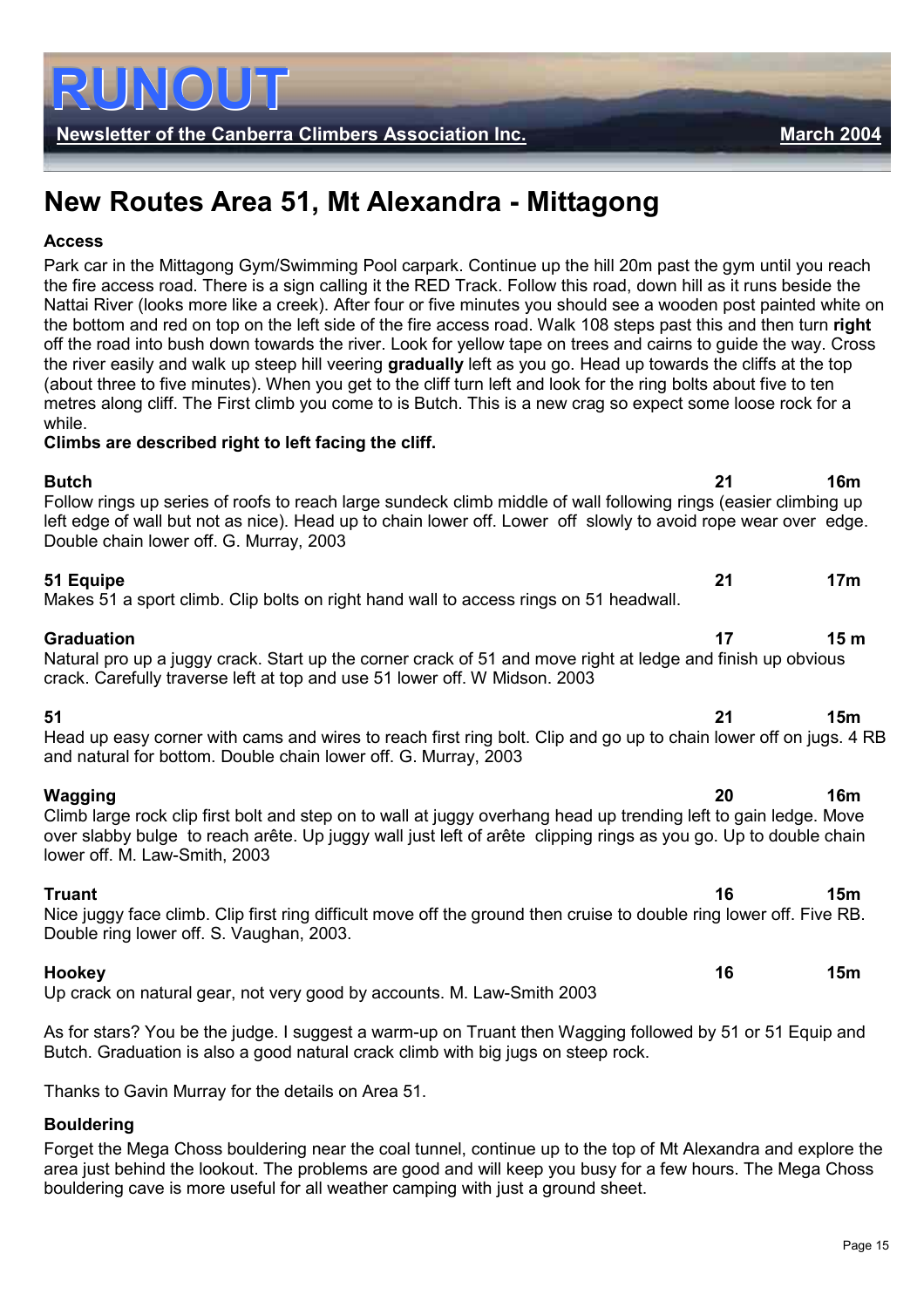# New Routes Area 51, Mt Alexandra - Mittagong

### Access

Park car in the Mittagong Gym/Swimming Pool carpark. Continue up the hill 20m past the gym until you reach the fire access road. There is a sign calling it the RED Track. Follow this road, down hill as it runs beside the Nattai River (looks more like a creek). After four or five minutes you should see a wooden post painted white on the bottom and red on top on the left side of the fire access road. Walk 108 steps past this and then turn **right** off the road into bush down towards the river. Look for yellow tape on trees and cairns to guide the way. Cross the river easily and walk up steep hill veering **gradually** left as you go. Head up towards the cliffs at the top (about three to five minutes). When you get to the cliff turn left and look for the ring bolts about five to ten metres along cliff. The First climb you come to is Butch. This is a new crag so expect some loose rock for a while.

**Climbs are described right to left facing the cliff.**

**Butch** **21** **16m**

Follow rings up series of roofs to reach large sundeck climb middle of wall following rings (easier climbing up left edge of wall but not as nice). Head up to chain lower off. Lower off slowly to avoid rope wear over edge. Double chain lower off. G. Murray, 2003

**51 Equipe** **21** **17m**

Makes 51 a sport climb. Clip bolts on right hand wall to access rings on 51 headwall.

**Graduation** **17** **15 m**

Natural pro up a juggy crack. Start up the corner crack of 51 and move right at ledge and finish up obvious crack. Carefully traverse left at top and use 51 lower off. W Midson. 2003

**51** **21** **15m**

Head up easy corner with cams and wires to reach first ring bolt. Clip and go up to chain lower off on jugs. 4 RB and natural for bottom. Double chain lower off. G. Murray, 2003

**Wagging** **20** **16m**

Climb large rock clip first bolt and step on to wall at juggy overhang head up trending left to gain ledge. Move over slabby bulge to reach arête. Up juggy wall just left of arête clipping rings as you go. Up to double chain lower off. M. Law-Smith, 2003

**Truant** **16** **15m**

Nice juggy face climb. Clip first ring difficult move off the ground then cruise to double ring lower off. Five RB. Double ring lower off. S. Vaughan, 2003.

**Hookey** **16** **15m**

Up crack on natural gear, not very good by accounts. M. Law-Smith 2003

As for stars? You be the judge. I suggest a warm-up on Truant then Wagging followed by 51 or 51 Equip and Butch. Graduation is also a good natural crack climb with big jugs on steep rock.

Thanks to Gavin Murray for the details on Area 51.

### Bouldering

Forget the Mega Choss bouldering near the coal tunnel, continue up to the top of Mt Alexandra and explore the area just behind the lookout. The problems are good and will keep you busy for a few hours. The Mega Choss bouldering cave is more useful for all weather camping with just a ground sheet.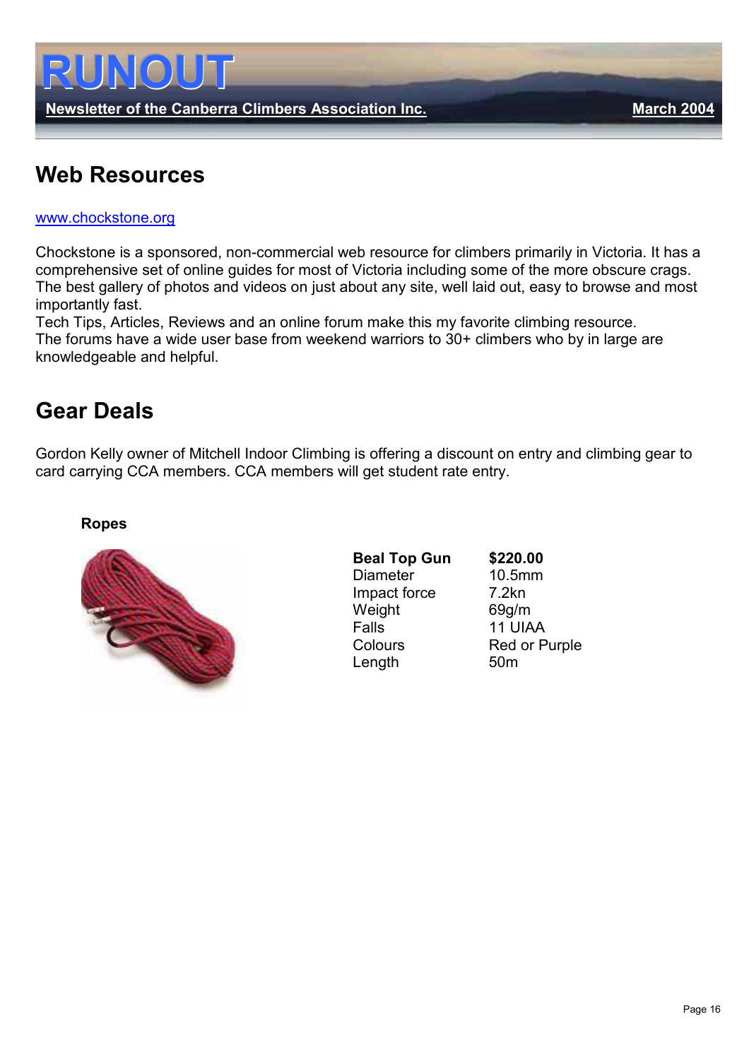## Web Resources

www.chockstone.org

Chockstone is a sponsored, non-commercial web resource for climbers primarily in Victoria. It has a comprehensive set of online guides for most of Victoria including some of the more obscure crags. The best gallery of photos and videos on just about any site, well laid out, easy to browse and most importantly fast.
Tech Tips, Articles, Reviews and an online forum make this my favorite climbing resource.
The forums have a wide user base from weekend warriors to 30+ climbers who by in large are knowledgeable and helpful.

## Gear Deals

Gordon Kelly owner of Mitchell Indoor Climbing is offering a discount on entry and climbing gear to card carrying CCA members. CCA members will get student rate entry.

**Ropes**

| **Beal Top Gun** | **$220.00** |
|---|---|
| Diameter | 10.5mm |
| Impact force | 7.2kn |
| Weight | 69g/m |
| Falls | 11 UIAA |
| Colours | Red or Purple |
| Length | 50m |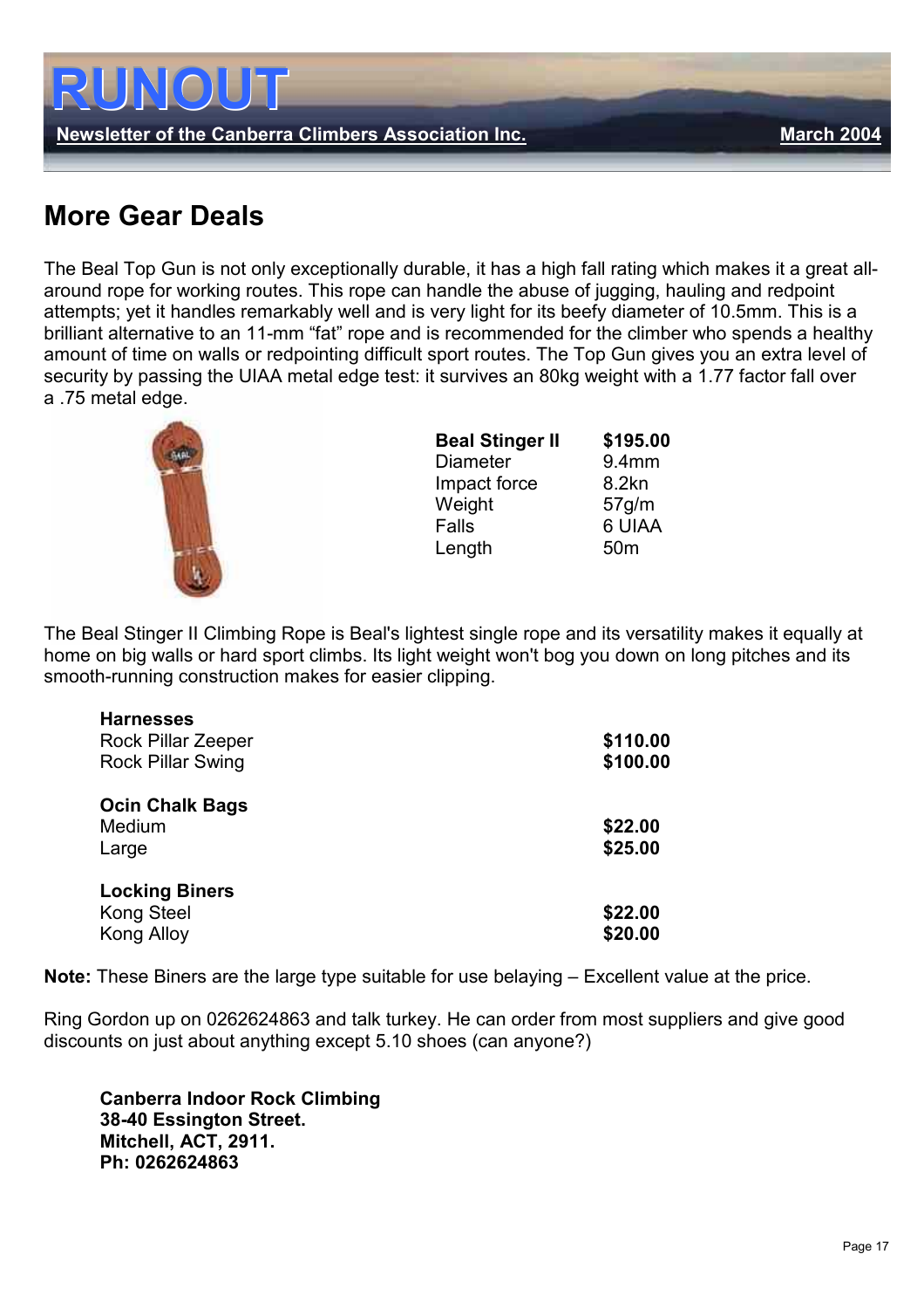## More Gear Deals

The Beal Top Gun is not only exceptionally durable, it has a high fall rating which makes it a great all-around rope for working routes. This rope can handle the abuse of jugging, hauling and redpoint attempts; yet it handles remarkably well and is very light for its beefy diameter of 10.5mm. This is a brilliant alternative to an 11-mm "fat" rope and is recommended for the climber who spends a healthy amount of time on walls or redpointing difficult sport routes. The Top Gun gives you an extra level of security by passing the UIAA metal edge test: it survives an 80kg weight with a 1.77 factor fall over a .75 metal edge.

| **Beal Stinger II** | **$195.00** |
|---|---|
| Diameter | 9.4mm |
| Impact force | 8.2kn |
| Weight | 57g/m |
| Falls | 6 UIAA |
| Length | 50m |

The Beal Stinger II Climbing Rope is Beal's lightest single rope and its versatility makes it equally at home on big walls or hard sport climbs. Its light weight won't bog you down on long pitches and its smooth-running construction makes for easier clipping.

| **Harnesses** | |
|---|---|
| Rock Pillar Zeeper | **$110.00** |
| Rock Pillar Swing | **$100.00** |
| **Ocin Chalk Bags** | |
| Medium | **$22.00** |
| Large | **$25.00** |
| **Locking Biners** | |
| Kong Steel | **$22.00** |
| Kong Alloy | **$20.00** |

**Note:** These Biners are the large type suitable for use belaying – Excellent value at the price.

Ring Gordon up on 0262624863 and talk turkey. He can order from most suppliers and give good discounts on just about anything except 5.10 shoes (can anyone?)

**Canberra Indoor Rock Climbing**
**38-40 Essington Street.**
**Mitchell, ACT, 2911.**
**Ph: 0262624863**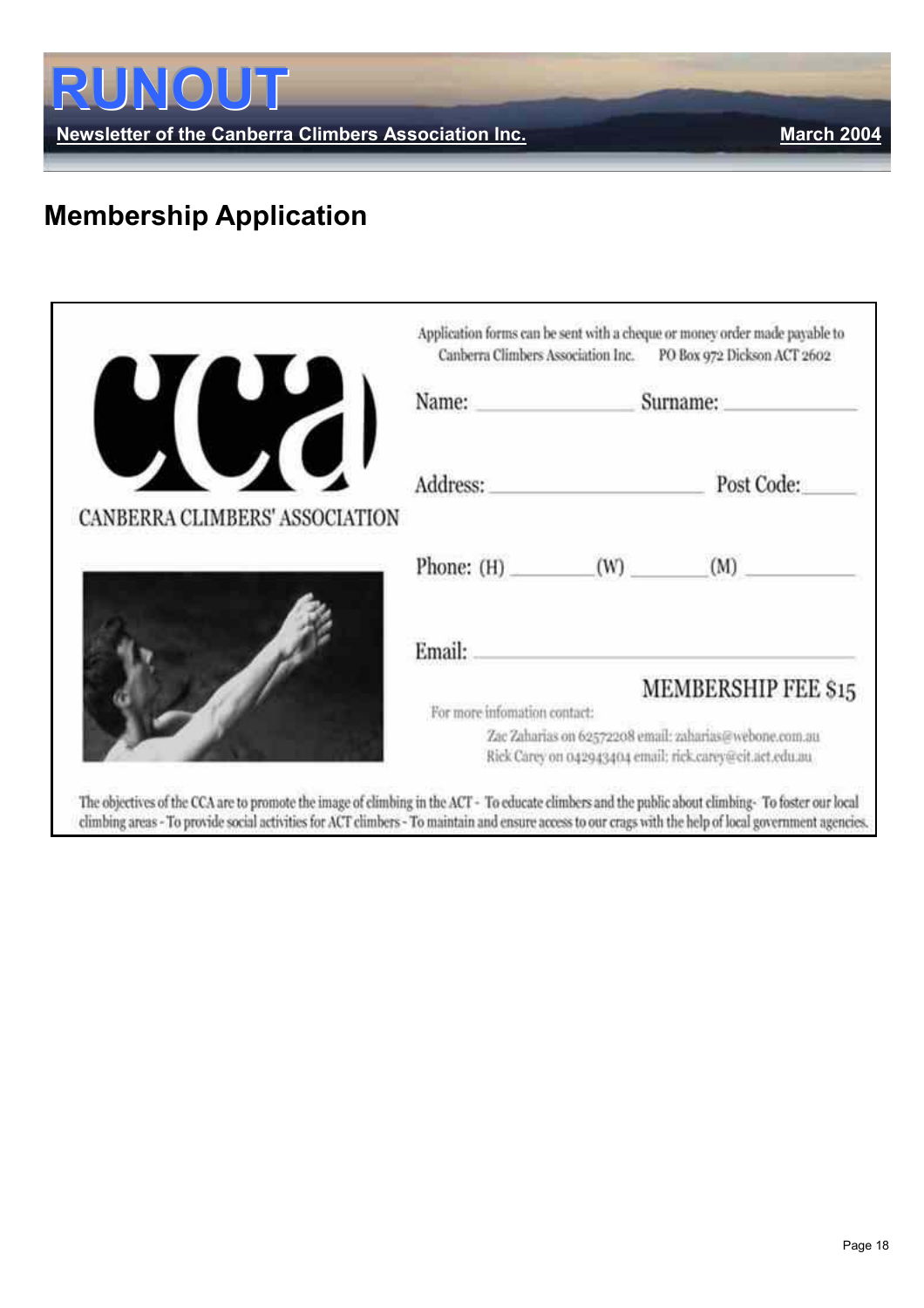## Membership Application

CANBERRA CLIMBERS' ASSOCIATION

Application forms can be sent with a cheque or money order made payable to Canberra Climbers Association Inc. PO Box 972 Dickson ACT 2602

Name: \_\_\_\_\_\_\_\_\_\_\_\_\_\_\_\_ Surname: \_\_\_\_\_\_\_\_\_\_\_\_\_\_\_\_

Address: \_\_\_\_\_\_\_\_\_\_\_\_\_\_\_\_\_\_\_\_\_\_ Post Code: \_\_\_\_\_\_

Phone: (H) \_\_\_\_\_\_\_\_ (W) \_\_\_\_\_\_\_\_ (M) \_\_\_\_\_\_\_\_\_\_

Email: \_\_\_\_\_\_\_\_\_\_\_\_\_\_\_\_\_\_\_\_\_\_\_\_\_\_\_\_\_\_\_\_\_\_\_\_

MEMBERSHIP FEE $15

For more infomation contact:

Zac Zaharias on 62572208 email: zaharias@webone.com.au
Rick Carey on 042943404 email: rick.carey@cit.act.edu.au

The objectives of the CCA are to promote the image of climbing in the ACT - To educate climbers and the public about climbing - To foster our local climbing areas - To provide social activities for ACT climbers - To maintain and ensure access to our crags with the help of local government agencies.